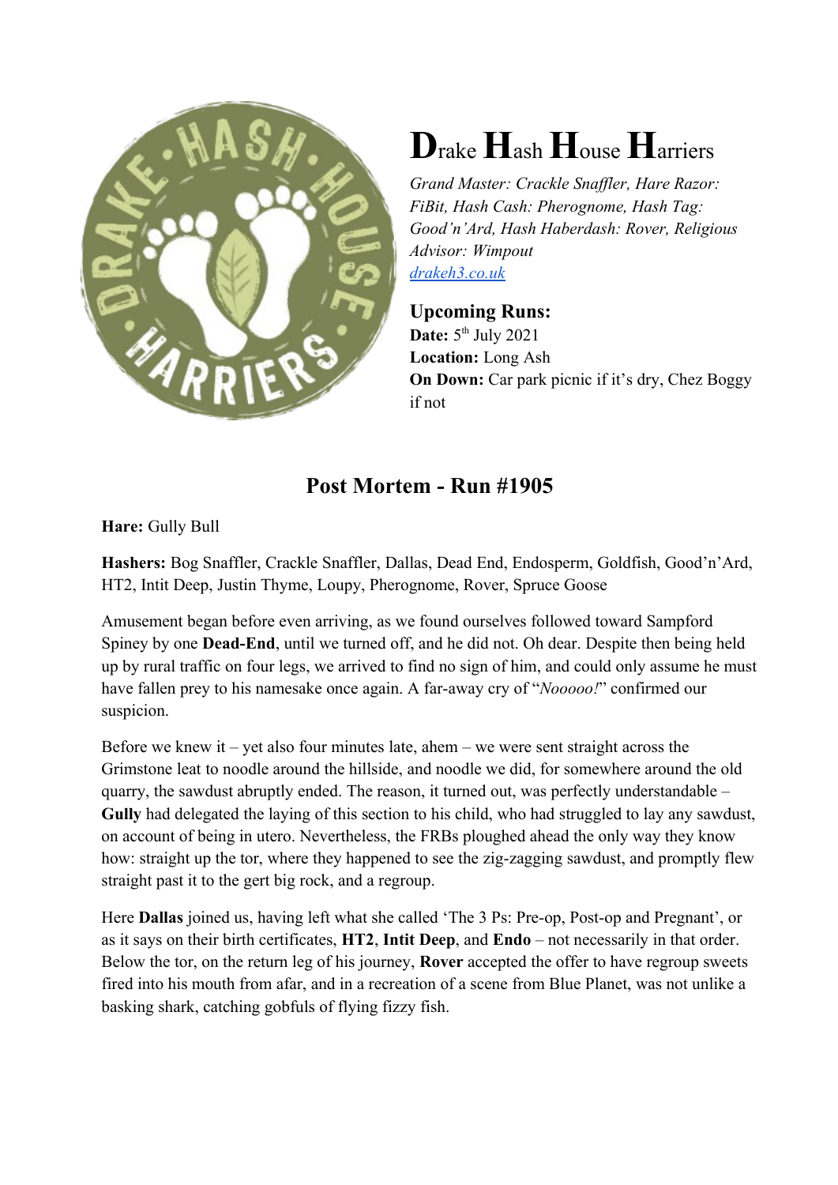# Drake Hash House Harriers

*Grand Master: Crackle Snaffler, Hare Razor: FiBit, Hash Cash: Pherognome, Hash Tag: Good'n'Ard, Hash Haberdash: Rover, Religious Advisor: Wimpout*
[drakeh3.co.uk](drakeh3.co.uk)

## Upcoming Runs:

**Date:** 5th July 2021
**Location:** Long Ash
**On Down:** Car park picnic if it's dry, Chez Boggy if not

## Post Mortem - Run #1905

**Hare:** Gully Bull

**Hashers:** Bog Snaffler, Crackle Snaffler, Dallas, Dead End, Endosperm, Goldfish, Good'n'Ard, HT2, Intit Deep, Justin Thyme, Loupy, Pherognome, Rover, Spruce Goose

Amusement began before even arriving, as we found ourselves followed toward Sampford Spiney by one **Dead-End**, until we turned off, and he did not. Oh dear. Despite then being held up by rural traffic on four legs, we arrived to find no sign of him, and could only assume he must have fallen prey to his namesake once again. A far-away cry of "*Nooooo!*" confirmed our suspicion.

Before we knew it – yet also four minutes late, ahem – we were sent straight across the Grimstone leat to noodle around the hillside, and noodle we did, for somewhere around the old quarry, the sawdust abruptly ended. The reason, it turned out, was perfectly understandable – **Gully** had delegated the laying of this section to his child, who had struggled to lay any sawdust, on account of being in utero. Nevertheless, the FRBs ploughed ahead the only way they know how: straight up the tor, where they happened to see the zig-zagging sawdust, and promptly flew straight past it to the gert big rock, and a regroup.

Here **Dallas** joined us, having left what she called 'The 3 Ps: Pre-op, Post-op and Pregnant', or as it says on their birth certificates, **HT2**, **Intit Deep**, and **Endo** – not necessarily in that order. Below the tor, on the return leg of his journey, **Rover** accepted the offer to have regroup sweets fired into his mouth from afar, and in a recreation of a scene from Blue Planet, was not unlike a basking shark, catching gobfuls of flying fizzy fish.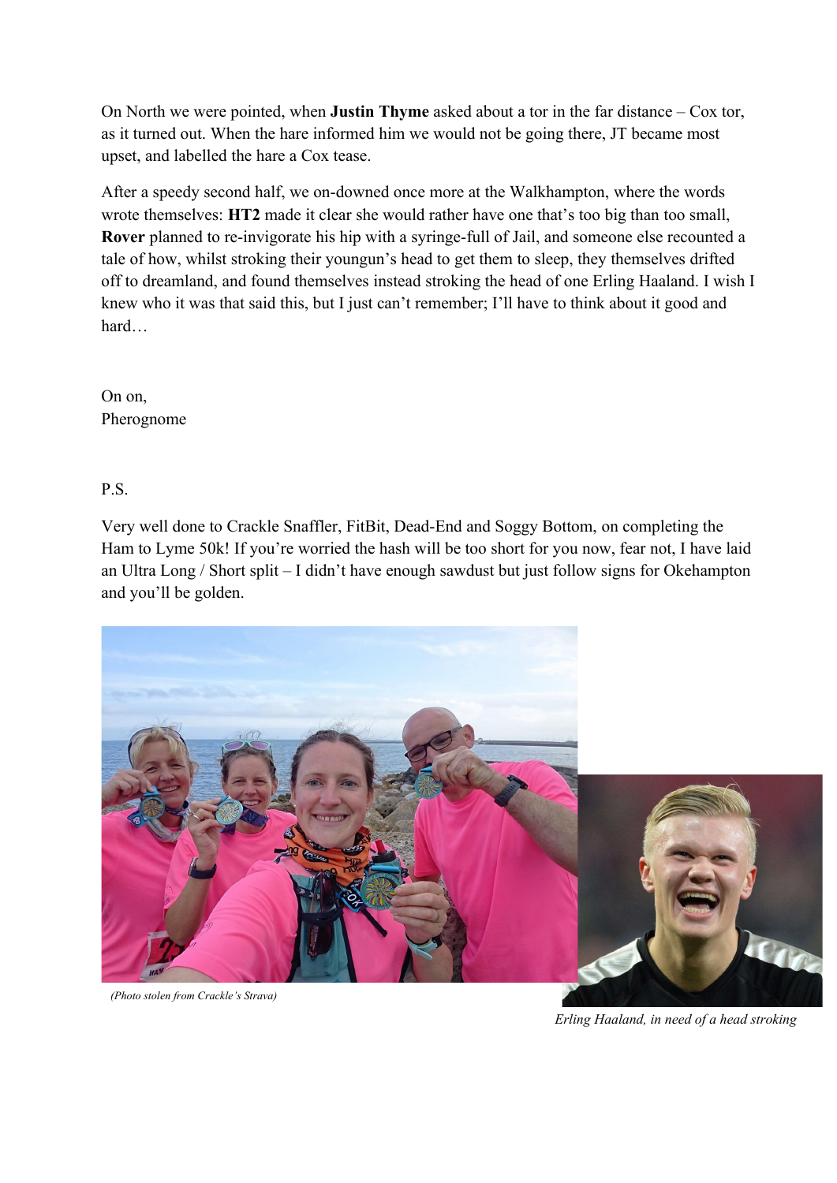On North we were pointed, when **Justin Thyme** asked about a tor in the far distance – Cox tor, as it turned out. When the hare informed him we would not be going there, JT became most upset, and labelled the hare a Cox tease.

After a speedy second half, we on-downed once more at the Walkhampton, where the words wrote themselves: **HT2** made it clear she would rather have one that's too big than too small, **Rover** planned to re-invigorate his hip with a syringe-full of Jail, and someone else recounted a tale of how, whilst stroking their youngun's head to get them to sleep, they themselves drifted off to dreamland, and found themselves instead stroking the head of one Erling Haaland. I wish I knew who it was that said this, but I just can't remember; I'll have to think about it good and hard…

On on,
Pherognome

P.S.

Very well done to Crackle Snaffler, FitBit, Dead-End and Soggy Bottom, on completing the Ham to Lyme 50k! If you're worried the hash will be too short for you now, fear not, I have laid an Ultra Long / Short split – I didn't have enough sawdust but just follow signs for Okehampton and you'll be golden.

*(Photo stolen from Crackle's Strava)*

*Erling Haaland, in need of a head stroking*